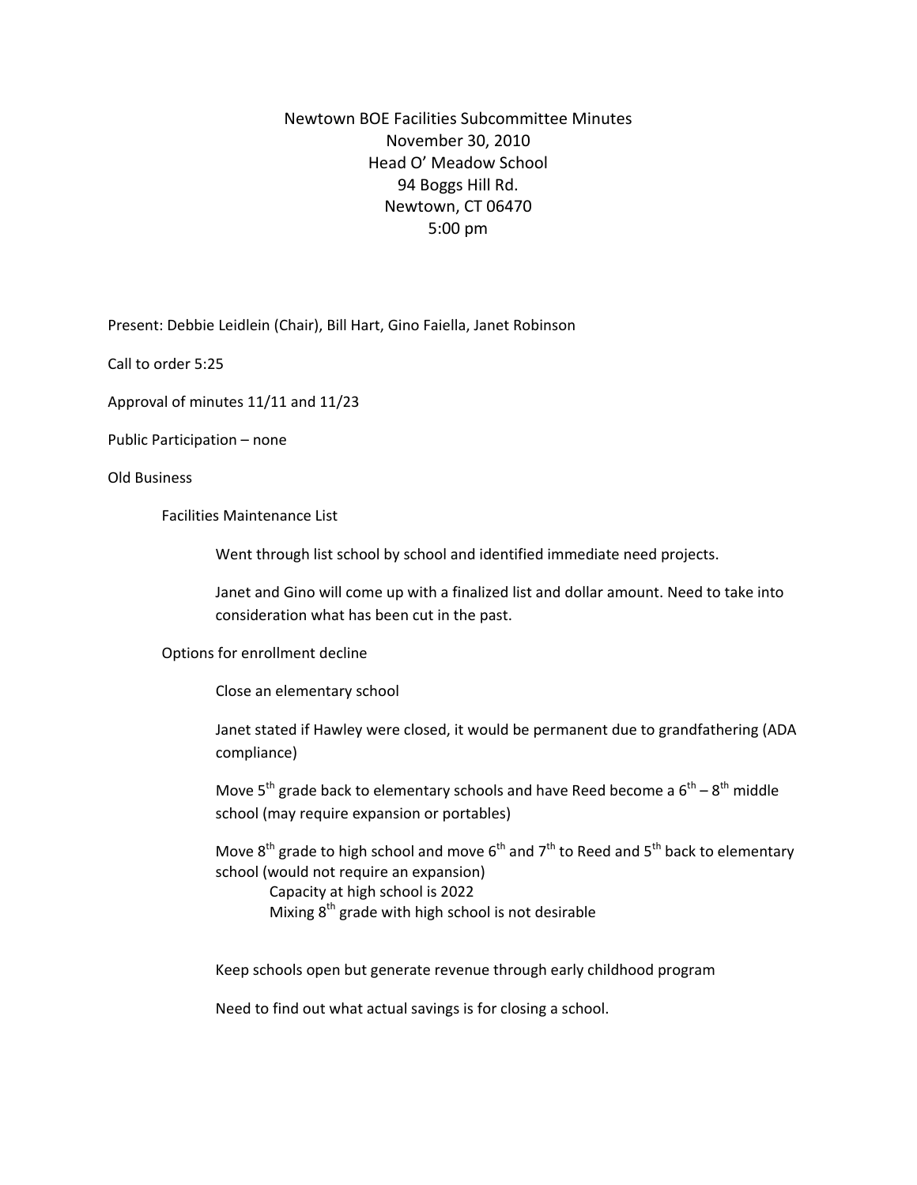# Newtown BOE Facilities Subcommittee Minutes

November 30, 2010
Head O' Meadow School
94 Boggs Hill Rd.
Newtown, CT 06470
5:00 pm

Present: Debbie Leidlein (Chair), Bill Hart, Gino Faiella, Janet Robinson

Call to order 5:25

Approval of minutes 11/11 and 11/23

Public Participation – none

Old Business

- Facilities Maintenance List
  - Went through list school by school and identified immediate need projects.
  - Janet and Gino will come up with a finalized list and dollar amount. Need to take into consideration what has been cut in the past.
- Options for enrollment decline
  - Close an elementary school
  - Janet stated if Hawley were closed, it would be permanent due to grandfathering (ADA compliance)
  - Move 5th grade back to elementary schools and have Reed become a 6th – 8th middle school (may require expansion or portables)
  - Move 8th grade to high school and move 6th and 7th to Reed and 5th back to elementary school (would not require an expansion)
    - Capacity at high school is 2022
    - Mixing 8th grade with high school is not desirable
  - Keep schools open but generate revenue through early childhood program
  - Need to find out what actual savings is for closing a school.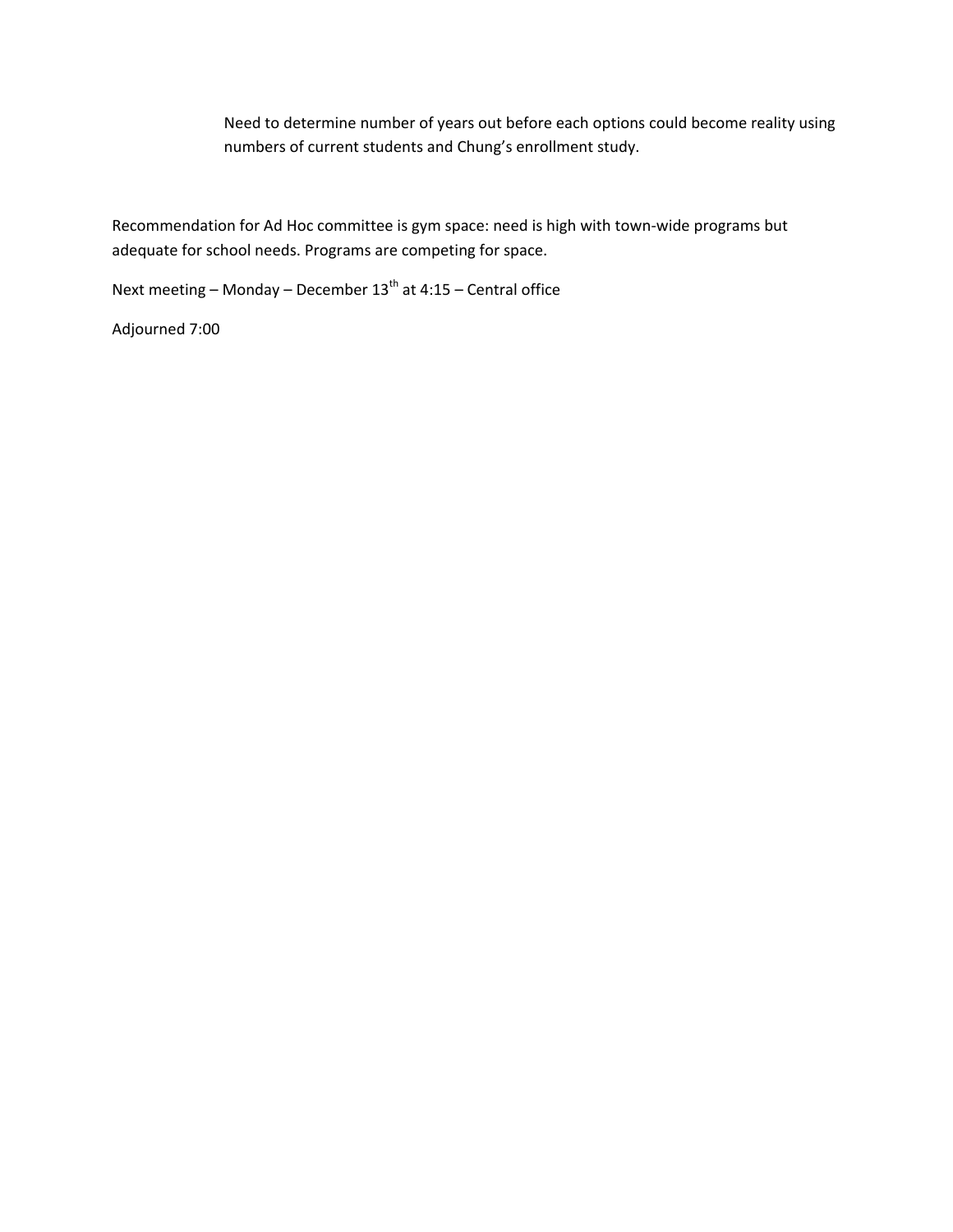Need to determine number of years out before each options could become reality using numbers of current students and Chung's enrollment study.

Recommendation for Ad Hoc committee is gym space: need is high with town-wide programs but adequate for school needs. Programs are competing for space.

Next meeting – Monday – December 13th at 4:15 – Central office

Adjourned 7:00